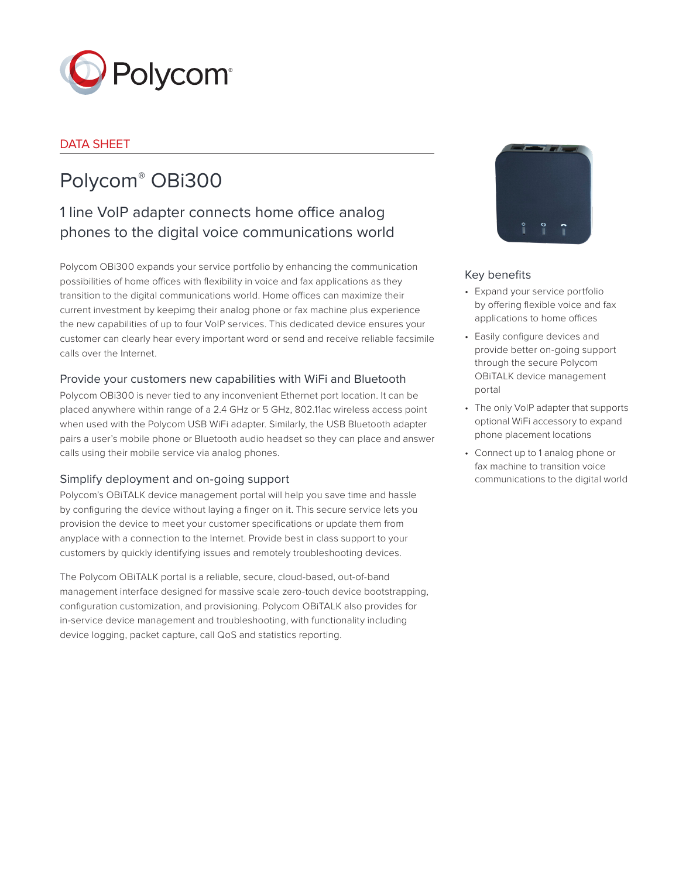DATA SHEET

# Polycom® OBi300

## 1 line VoIP adapter connects home office analog phones to the digital voice communications world

Polycom OBi300 expands your service portfolio by enhancing the communication possibilities of home offices with flexibility in voice and fax applications as they transition to the digital communications world. Home offices can maximize their current investment by keepimg their analog phone or fax machine plus experience the new capabilities of up to four VoIP services. This dedicated device ensures your customer can clearly hear every important word or send and receive reliable facsimile calls over the Internet.

### Provide your customers new capabilities with WiFi and Bluetooth

Polycom OBi300 is never tied to any inconvenient Ethernet port location. It can be placed anywhere within range of a 2.4 GHz or 5 GHz, 802.11ac wireless access point when used with the Polycom USB WiFi adapter. Similarly, the USB Bluetooth adapter pairs a user's mobile phone or Bluetooth audio headset so they can place and answer calls using their mobile service via analog phones.

### Simplify deployment and on-going support

Polycom's OBiTALK device management portal will help you save time and hassle by configuring the device without laying a finger on it. This secure service lets you provision the device to meet your customer specifications or update them from anyplace with a connection to the Internet. Provide best in class support to your customers by quickly identifying issues and remotely troubleshooting devices.

The Polycom OBiTALK portal is a reliable, secure, cloud-based, out-of-band management interface designed for massive scale zero-touch device bootstrapping, configuration customization, and provisioning. Polycom OBiTALK also provides for in-service device management and troubleshooting, with functionality including device logging, packet capture, call QoS and statistics reporting.

### Key benefits

- Expand your service portfolio by offering flexible voice and fax applications to home offices
- Easily configure devices and provide better on-going support through the secure Polycom OBiTALK device management portal
- The only VoIP adapter that supports optional WiFi accessory to expand phone placement locations
- Connect up to 1 analog phone or fax machine to transition voice communications to the digital world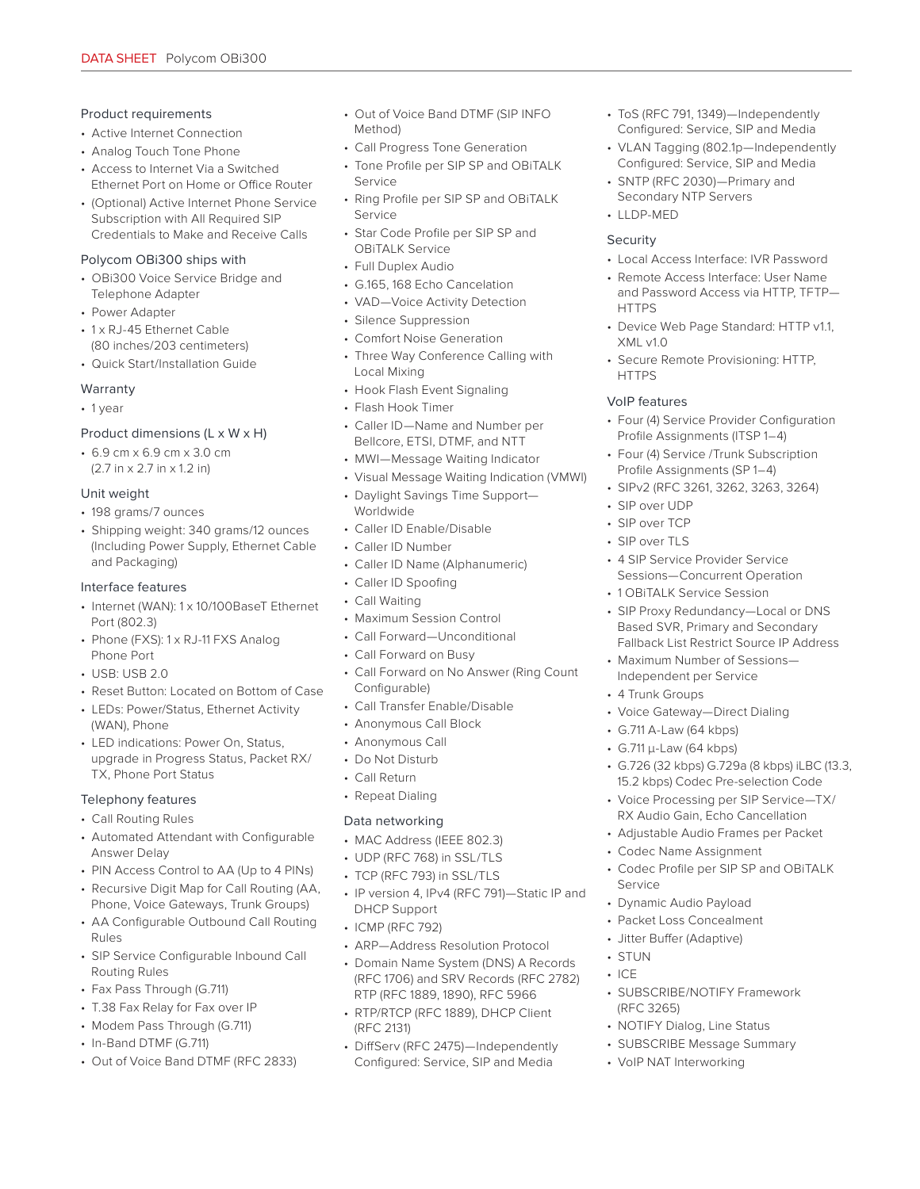## Product requirements

- Active Internet Connection
- Analog Touch Tone Phone
- Access to Internet Via a Switched Ethernet Port on Home or Office Router
- (Optional) Active Internet Phone Service Subscription with All Required SIP Credentials to Make and Receive Calls

## Polycom OBi300 ships with

- OBi300 Voice Service Bridge and Telephone Adapter
- Power Adapter
- 1 x RJ-45 Ethernet Cable (80 inches/203 centimeters)
- Quick Start/Installation Guide

## Warranty

- 1 year

## Product dimensions (L x W x H)

- 6.9 cm x 6.9 cm x 3.0 cm (2.7 in x 2.7 in x 1.2 in)

## Unit weight

- 198 grams/7 ounces
- Shipping weight: 340 grams/12 ounces (Including Power Supply, Ethernet Cable and Packaging)

## Interface features

- Internet (WAN): 1 x 10/100BaseT Ethernet Port (802.3)
- Phone (FXS): 1 x RJ-11 FXS Analog Phone Port
- USB: USB 2.0
- Reset Button: Located on Bottom of Case
- LEDs: Power/Status, Ethernet Activity (WAN), Phone
- LED indications: Power On, Status, upgrade in Progress Status, Packet RX/TX, Phone Port Status

## Telephony features

- Call Routing Rules
- Automated Attendant with Configurable Answer Delay
- PIN Access Control to AA (Up to 4 PINs)
- Recursive Digit Map for Call Routing (AA, Phone, Voice Gateways, Trunk Groups)
- AA Configurable Outbound Call Routing Rules
- SIP Service Configurable Inbound Call Routing Rules
- Fax Pass Through (G.711)
- T.38 Fax Relay for Fax over IP
- Modem Pass Through (G.711)
- In-Band DTMF (G.711)
- Out of Voice Band DTMF (RFC 2833)
- Out of Voice Band DTMF (SIP INFO Method)
- Call Progress Tone Generation
- Tone Profile per SIP SP and OBiTALK Service
- Ring Profile per SIP SP and OBiTALK Service
- Star Code Profile per SIP SP and OBiTALK Service
- Full Duplex Audio
- G.165, 168 Echo Cancelation
- VAD—Voice Activity Detection
- Silence Suppression
- Comfort Noise Generation
- Three Way Conference Calling with Local Mixing
- Hook Flash Event Signaling
- Flash Hook Timer
- Caller ID—Name and Number per Bellcore, ETSI, DTMF, and NTT
- MWI—Message Waiting Indicator
- Visual Message Waiting Indication (VMWI)
- Daylight Savings Time Support—Worldwide
- Caller ID Enable/Disable
- Caller ID Number
- Caller ID Name (Alphanumeric)
- Caller ID Spoofing
- Call Waiting
- Maximum Session Control
- Call Forward—Unconditional
- Call Forward on Busy
- Call Forward on No Answer (Ring Count Configurable)
- Call Transfer Enable/Disable
- Anonymous Call Block
- Anonymous Call
- Do Not Disturb
- Call Return
- Repeat Dialing

## Data networking

- MAC Address (IEEE 802.3)
- UDP (RFC 768) in SSL/TLS
- TCP (RFC 793) in SSL/TLS
- IP version 4, IPv4 (RFC 791)—Static IP and DHCP Support
- ICMP (RFC 792)
- ARP—Address Resolution Protocol
- Domain Name System (DNS) A Records (RFC 1706) and SRV Records (RFC 2782) RTP (RFC 1889, 1890), RFC 5966
- RTP/RTCP (RFC 1889), DHCP Client (RFC 2131)
- DiffServ (RFC 2475)—Independently Configured: Service, SIP and Media
- ToS (RFC 791, 1349)—Independently Configured: Service, SIP and Media
- VLAN Tagging (802.1p—Independently Configured: Service, SIP and Media
- SNTP (RFC 2030)—Primary and Secondary NTP Servers
- LLDP-MED

## Security

- Local Access Interface: IVR Password
- Remote Access Interface: User Name and Password Access via HTTP, TFTP—HTTPS
- Device Web Page Standard: HTTP v1.1, XML v1.0
- Secure Remote Provisioning: HTTP, HTTPS

## VoIP features

- Four (4) Service Provider Configuration Profile Assignments (ITSP 1–4)
- Four (4) Service /Trunk Subscription Profile Assignments (SP 1–4)
- SIPv2 (RFC 3261, 3262, 3263, 3264)
- SIP over UDP
- SIP over TCP
- SIP over TLS
- 4 SIP Service Provider Service Sessions—Concurrent Operation
- 1 OBiTALK Service Session
- SIP Proxy Redundancy—Local or DNS Based SVR, Primary and Secondary Fallback List Restrict Source IP Address
- Maximum Number of Sessions—Independent per Service
- 4 Trunk Groups
- Voice Gateway—Direct Dialing
- G.711 A-Law (64 kbps)
- G.711 µ-Law (64 kbps)
- G.726 (32 kbps) G.729a (8 kbps) iLBC (13.3, 15.2 kbps) Codec Pre-selection Code
- Voice Processing per SIP Service—TX/RX Audio Gain, Echo Cancellation
- Adjustable Audio Frames per Packet
- Codec Name Assignment
- Codec Profile per SIP SP and OBiTALK Service
- Dynamic Audio Payload
- Packet Loss Concealment
- Jitter Buffer (Adaptive)
- STUN
- ICE
- SUBSCRIBE/NOTIFY Framework (RFC 3265)
- NOTIFY Dialog, Line Status
- SUBSCRIBE Message Summary
- VoIP NAT Interworking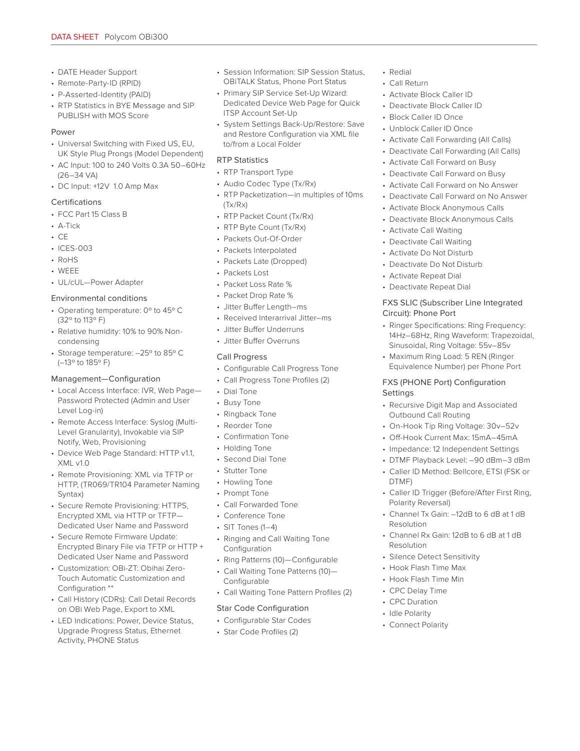- DATE Header Support
- Remote-Party-ID (RPID)
- P-Asserted-Identity (PAID)
- RTP Statistics in BYE Message and SIP PUBLISH with MOS Score

### Power

- Universal Switching with Fixed US, EU, UK Style Plug Prongs (Model Dependent)
- AC Input: 100 to 240 Volts 0.3A 50–60Hz (26–34 VA)
- DC Input: +12V 1.0 Amp Max

### Certifications

- FCC Part 15 Class B
- A-Tick
- CE
- ICES-003
- RoHS
- WEEE
- UL/cUL—Power Adapter

### Environmental conditions

- Operating temperature: 0° to 45° C (32° to 113° F)
- Relative humidity: 10% to 90% Non-condensing
- Storage temperature: –25° to 85° C (–13° to 185° F)

### Management—Configuration

- Local Access Interface: IVR, Web Page—Password Protected (Admin and User Level Log-in)
- Remote Access Interface: Syslog (Multi-Level Granularity), Invokable via SIP Notify, Web, Provisioning
- Device Web Page Standard: HTTP v1.1, XML v1.0
- Remote Provisioning: XML via TFTP or HTTP, (TR069/TR104 Parameter Naming Syntax)
- Secure Remote Provisioning: HTTPS, Encrypted XML via HTTP or TFTP—Dedicated User Name and Password
- Secure Remote Firmware Update: Encrypted Binary File via TFTP or HTTP + Dedicated User Name and Password
- Customization: OBi-ZT: Obihai Zero-Touch Automatic Customization and Configuration **
- Call History (CDRs): Call Detail Records on OBi Web Page, Export to XML
- LED Indications: Power, Device Status, Upgrade Progress Status, Ethernet Activity, PHONE Status
- Session Information: SIP Session Status, OBiTALK Status, Phone Port Status
- Primary SIP Service Set-Up Wizard: Dedicated Device Web Page for Quick ITSP Account Set-Up
- System Settings Back-Up/Restore: Save and Restore Configuration via XML file to/from a Local Folder

### RTP Statistics

- RTP Transport Type
- Audio Codec Type (Tx/Rx)
- RTP Packetization—in multiples of 10ms (Tx/Rx)
- RTP Packet Count (Tx/Rx)
- RTP Byte Count (Tx/Rx)
- Packets Out-Of-Order
- Packets Interpolated
- Packets Late (Dropped)
- Packets Lost
- Packet Loss Rate %
- Packet Drop Rate %
- Jitter Buffer Length–ms
- Received Interarrival Jitter–ms
- Jitter Buffer Underruns
- Jitter Buffer Overruns

### Call Progress

- Configurable Call Progress Tone
- Call Progress Tone Profiles (2)
- Dial Tone
- Busy Tone
- Ringback Tone
- Reorder Tone
- Confirmation Tone
- Holding Tone
- Second Dial Tone
- Stutter Tone
- Howling Tone
- Prompt Tone
- Call Forwarded Tone
- Conference Tone
- SIT Tones (1–4)
- Ringing and Call Waiting Tone Configuration
- Ring Patterns (10)—Configurable
- Call Waiting Tone Patterns (10)—Configurable
- Call Waiting Tone Pattern Profiles (2)

### Star Code Configuration

- Configurable Star Codes
- Star Code Profiles (2)
- Redial
- Call Return
- Activate Block Caller ID
- Deactivate Block Caller ID
- Block Caller ID Once
- Unblock Caller ID Once
- Activate Call Forwarding (All Calls)
- Deactivate Call Forwarding (All Calls)
- Activate Call Forward on Busy
- Deactivate Call Forward on Busy
- Activate Call Forward on No Answer
- Deactivate Call Forward on No Answer
- Activate Block Anonymous Calls
- Deactivate Block Anonymous Calls
- Activate Call Waiting
- Deactivate Call Waiting
- Activate Do Not Disturb
- Deactivate Do Not Disturb
- Activate Repeat Dial
- Deactivate Repeat Dial

### FXS SLIC (Subscriber Line Integrated Circuit): Phone Port

- Ringer Specifications: Ring Frequency: 14Hz–68Hz, Ring Waveform: Trapezoidal, Sinusoidal, Ring Voltage: 55v–85v
- Maximum Ring Load: 5 REN (Ringer Equivalence Number) per Phone Port

### FXS (PHONE Port) Configuration Settings

- Recursive Digit Map and Associated Outbound Call Routing
- On-Hook Tip Ring Voltage: 30v–52v
- Off-Hook Current Max: 15mA–45mA
- Impedance: 12 Independent Settings
- DTMF Playback Level: –90 dBm–3 dBm
- Caller ID Method: Bellcore, ETSI (FSK or DTMF)
- Caller ID Trigger (Before/After First Ring, Polarity Reversal)
- Channel Tx Gain: –12dB to 6 dB at 1 dB Resolution
- Channel Rx Gain: 12dB to 6 dB at 1 dB Resolution
- Silence Detect Sensitivity
- Hook Flash Time Max
- Hook Flash Time Min
- CPC Delay Time
- CPC Duration
- Idle Polarity
- Connect Polarity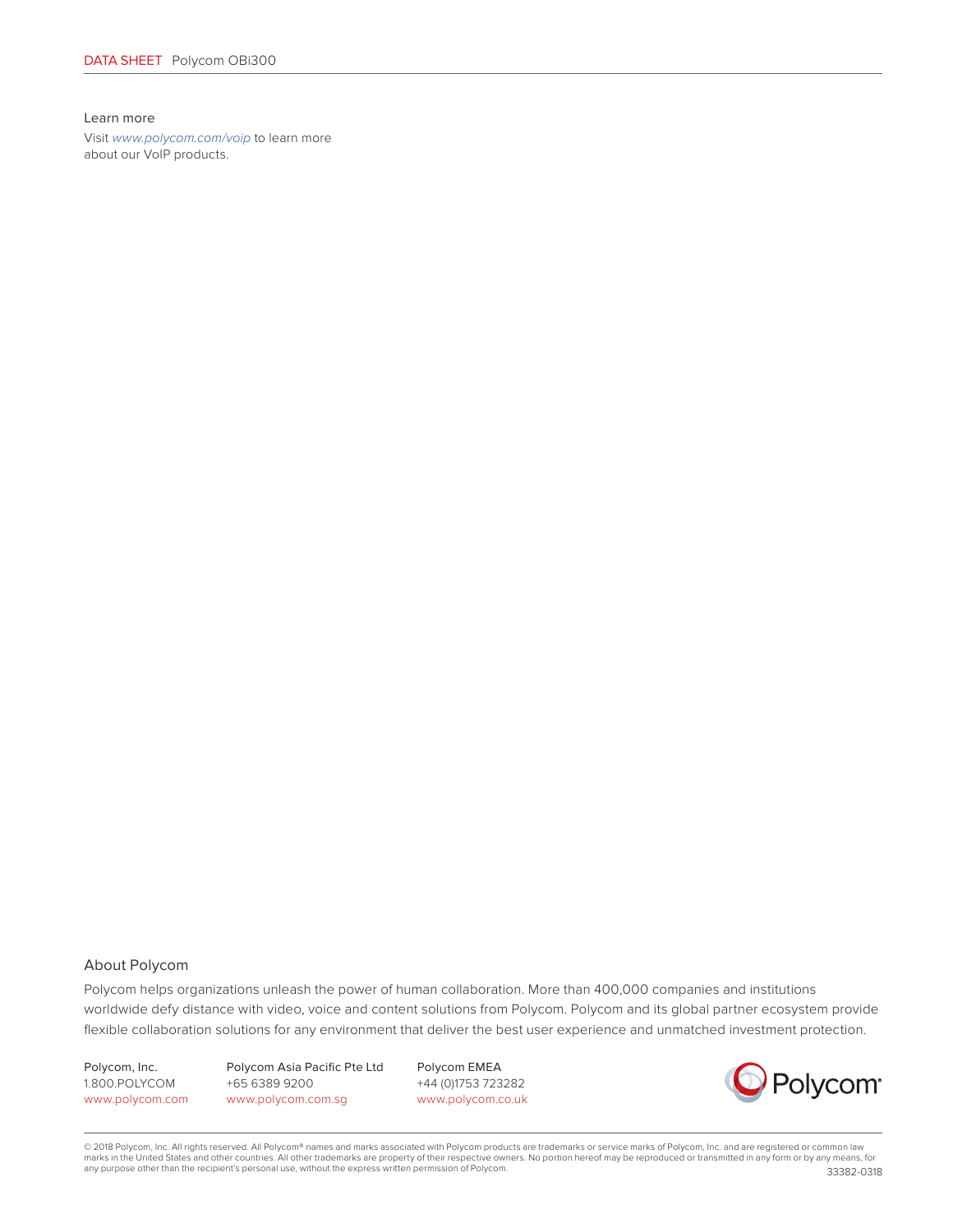## Learn more

Visit *www.polycom.com/voip* to learn more about our VoIP products.

## About Polycom

Polycom helps organizations unleash the power of human collaboration. More than 400,000 companies and institutions worldwide defy distance with video, voice and content solutions from Polycom. Polycom and its global partner ecosystem provide flexible collaboration solutions for any environment that deliver the best user experience and unmatched investment protection.

Polycom, Inc.
1.800.POLYCOM
www.polycom.com

Polycom Asia Pacific Pte Ltd
+65 6389 9200
www.polycom.com.sg

Polycom EMEA
+44 (0)1753 723282
www.polycom.co.uk

© 2018 Polycom, Inc. All rights reserved. All Polycom® names and marks associated with Polycom products are trademarks or service marks of Polycom, Inc. and are registered or common law marks in the United States and other countries. All other trademarks are property of their respective owners. No portion hereof may be reproduced or transmitted in any form or by any means, for any purpose other than the recipient's personal use, without the express written permission of Polycom.

33382-0318